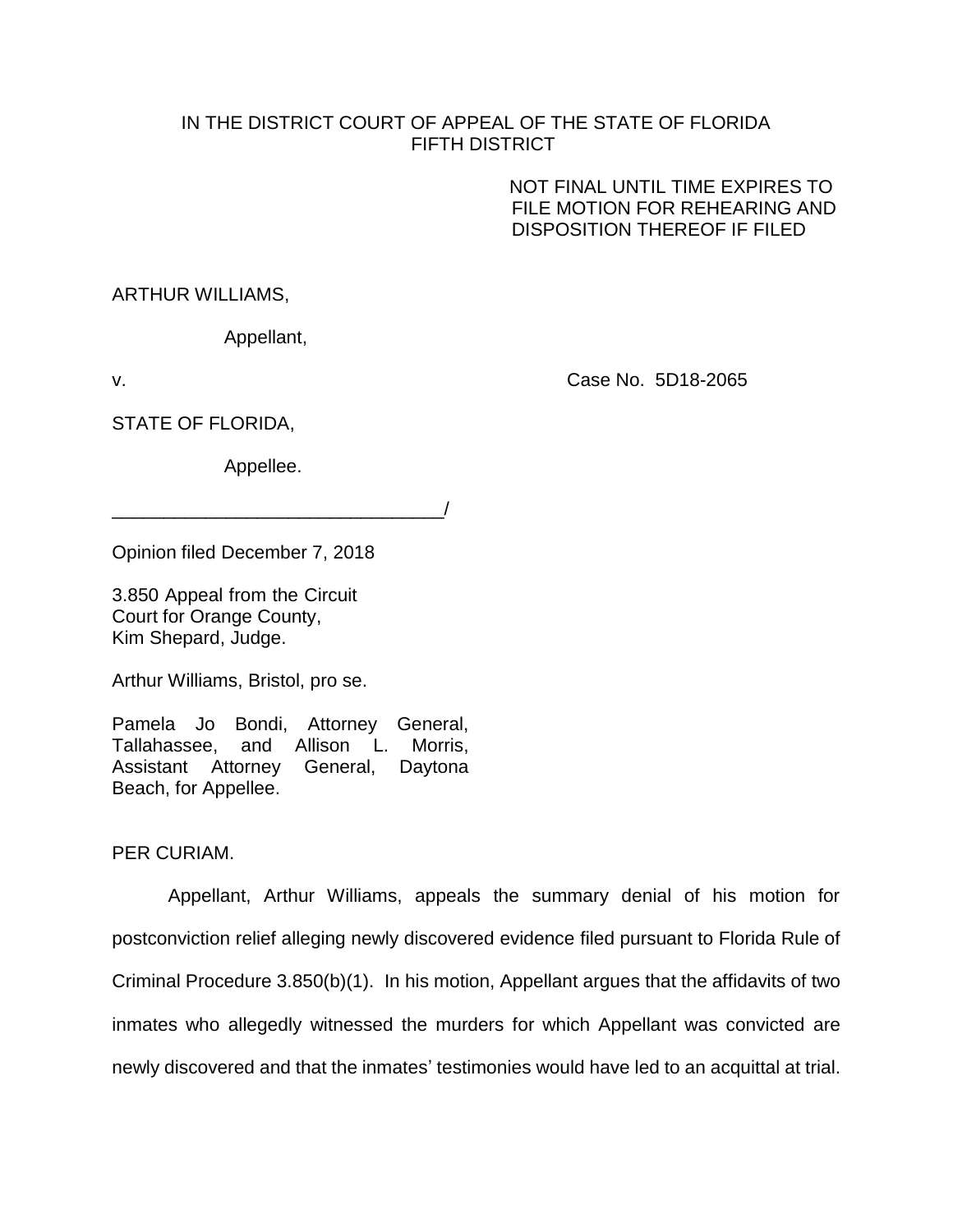IN THE DISTRICT COURT OF APPEAL OF THE STATE OF FLORIDA
FIFTH DISTRICT

NOT FINAL UNTIL TIME EXPIRES TO FILE MOTION FOR REHEARING AND DISPOSITION THEREOF IF FILED

ARTHUR WILLIAMS,

Appellant,

v. Case No. 5D18-2065

STATE OF FLORIDA,

Appellee.

________________________________/

Opinion filed December 7, 2018

3.850 Appeal from the Circuit Court for Orange County,
Kim Shepard, Judge.

Arthur Williams, Bristol, pro se.

Pamela Jo Bondi, Attorney General, Tallahassee, and Allison L. Morris, Assistant Attorney General, Daytona Beach, for Appellee.

PER CURIAM.

Appellant, Arthur Williams, appeals the summary denial of his motion for postconviction relief alleging newly discovered evidence filed pursuant to Florida Rule of Criminal Procedure 3.850(b)(1). In his motion, Appellant argues that the affidavits of two inmates who allegedly witnessed the murders for which Appellant was convicted are newly discovered and that the inmates' testimonies would have led to an acquittal at trial.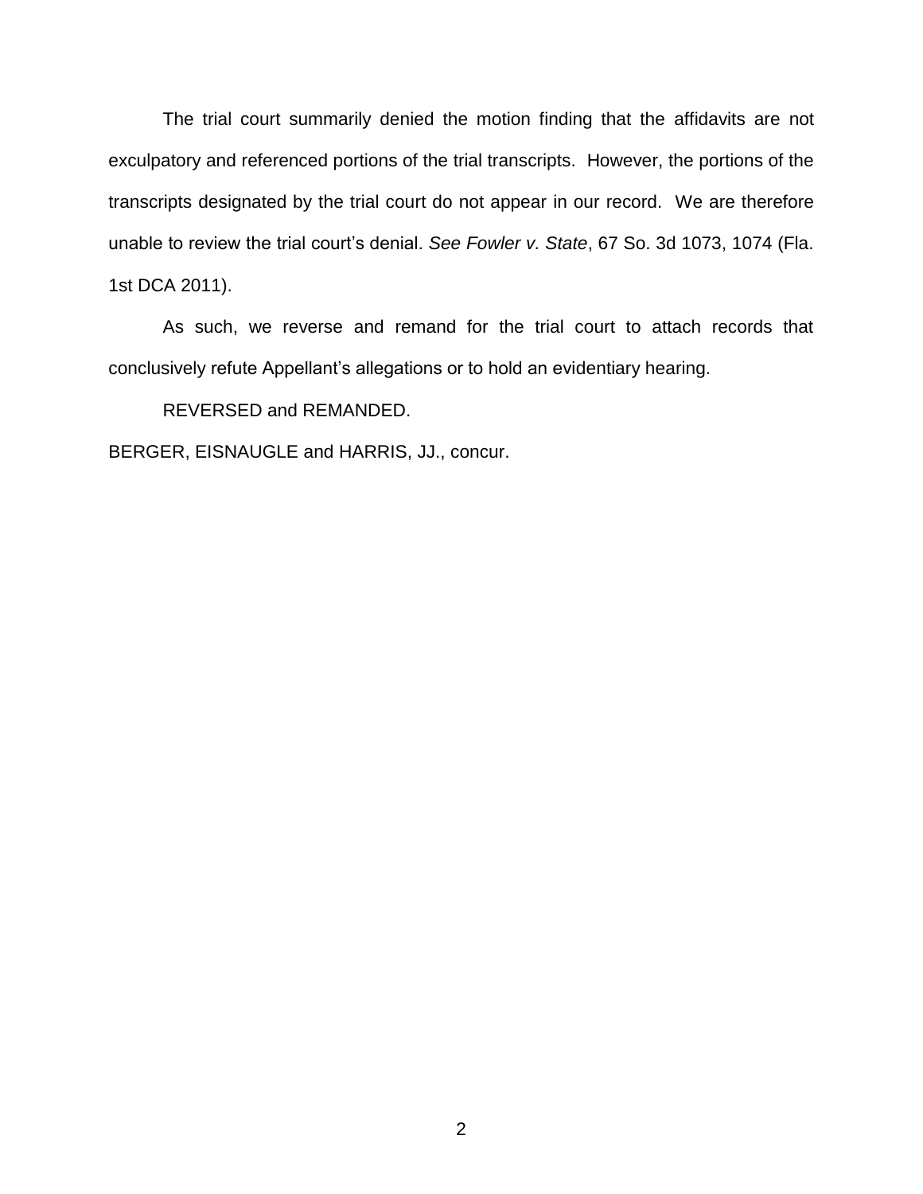The trial court summarily denied the motion finding that the affidavits are not exculpatory and referenced portions of the trial transcripts. However, the portions of the transcripts designated by the trial court do not appear in our record. We are therefore unable to review the trial court's denial. *See Fowler v. State*, 67 So. 3d 1073, 1074 (Fla. 1st DCA 2011).

As such, we reverse and remand for the trial court to attach records that conclusively refute Appellant's allegations or to hold an evidentiary hearing.

REVERSED and REMANDED.

BERGER, EISNAUGLE and HARRIS, JJ., concur.